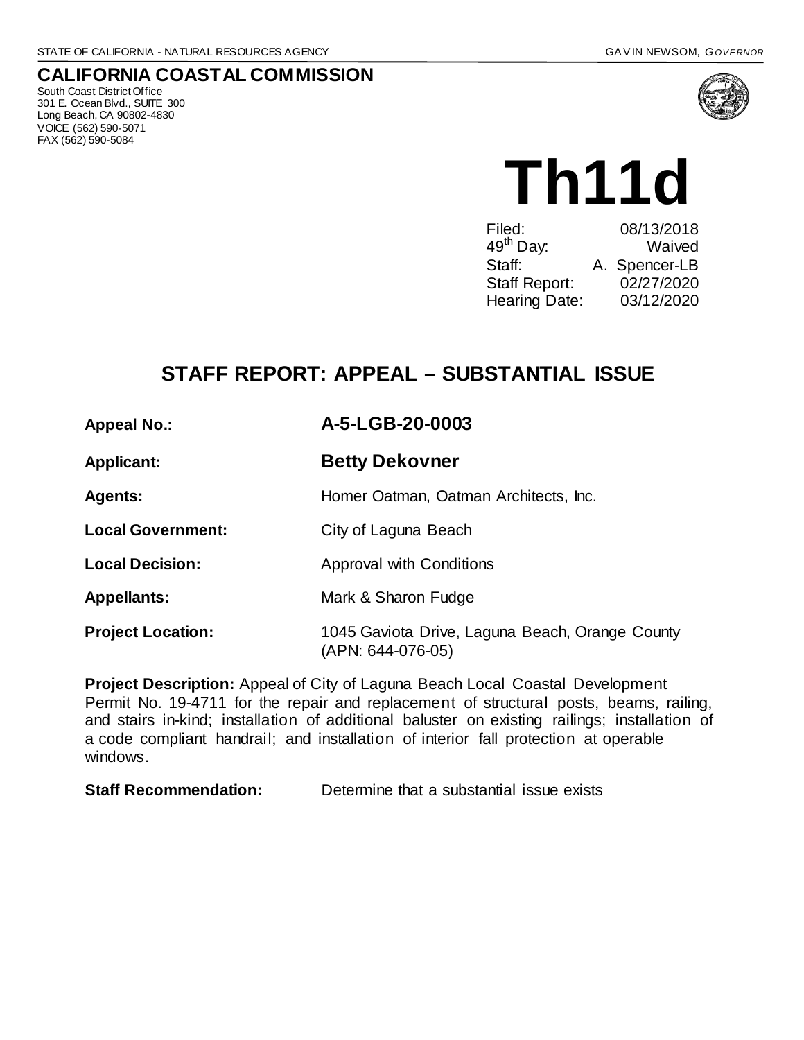STATE OF CALIFORNIA - NATURAL RESOURCES AGENCY GAVIN NEWSOM, *GOVERNOR*

## CALIFORNIA COASTAL COMMISSION

South Coast District Office
301 E. Ocean Blvd., SUITE 300
Long Beach, CA 90802-4830
VOICE (562) 590-5071
FAX (562) 590-5084

# Th11d

| | |
|---|---|
| Filed: | 08/13/2018 |
| 49th Day: | Waived |
| Staff: | A. Spencer-LB |
| Staff Report: | 02/27/2020 |
| Hearing Date: | 03/12/2020 |

## STAFF REPORT: APPEAL – SUBSTANTIAL ISSUE

| | |
|---|---|
| **Appeal No.:** | **A-5-LGB-20-0003** |
| **Applicant:** | **Betty Dekovner** |
| **Agents:** | Homer Oatman, Oatman Architects, Inc. |
| **Local Government:** | City of Laguna Beach |
| **Local Decision:** | Approval with Conditions |
| **Appellants:** | Mark & Sharon Fudge |
| **Project Location:** | 1045 Gaviota Drive, Laguna Beach, Orange County (APN: 644-076-05) |

**Project Description:** Appeal of City of Laguna Beach Local Coastal Development Permit No. 19-4711 for the repair and replacement of structural posts, beams, railing, and stairs in-kind; installation of additional baluster on existing railings; installation of a code compliant handrail; and installation of interior fall protection at operable windows.

**Staff Recommendation:** Determine that a substantial issue exists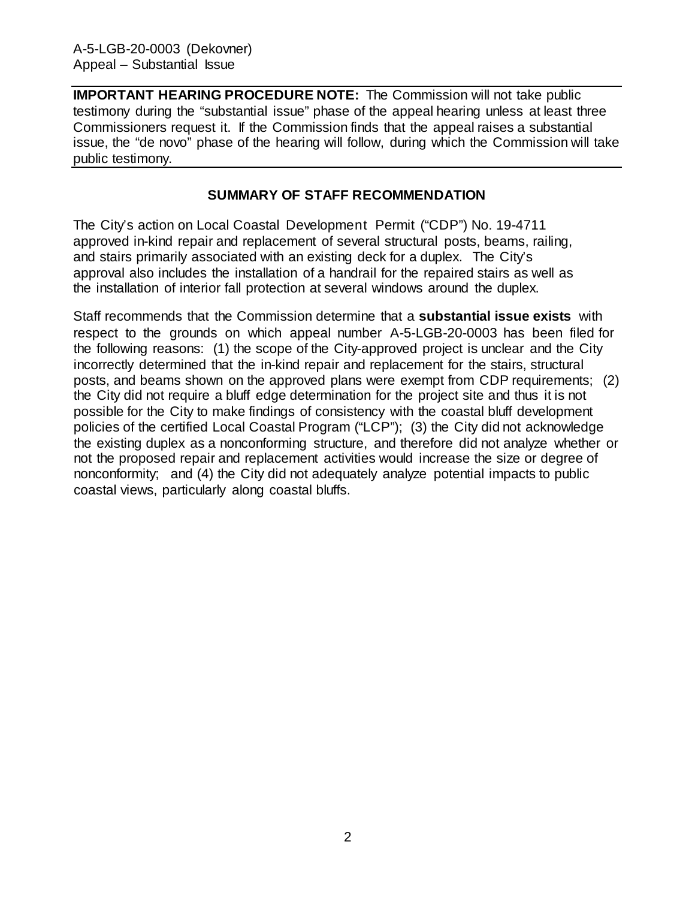**IMPORTANT HEARING PROCEDURE NOTE:** The Commission will not take public testimony during the "substantial issue" phase of the appeal hearing unless at least three Commissioners request it. If the Commission finds that the appeal raises a substantial issue, the "de novo" phase of the hearing will follow, during which the Commission will take public testimony.

## SUMMARY OF STAFF RECOMMENDATION

The City's action on Local Coastal Development Permit ("CDP") No. 19-4711 approved in-kind repair and replacement of several structural posts, beams, railing, and stairs primarily associated with an existing deck for a duplex. The City's approval also includes the installation of a handrail for the repaired stairs as well as the installation of interior fall protection at several windows around the duplex.

Staff recommends that the Commission determine that a **substantial issue exists** with respect to the grounds on which appeal number A-5-LGB-20-0003 has been filed for the following reasons: (1) the scope of the City-approved project is unclear and the City incorrectly determined that the in-kind repair and replacement for the stairs, structural posts, and beams shown on the approved plans were exempt from CDP requirements; (2) the City did not require a bluff edge determination for the project site and thus it is not possible for the City to make findings of consistency with the coastal bluff development policies of the certified Local Coastal Program ("LCP"); (3) the City did not acknowledge the existing duplex as a nonconforming structure, and therefore did not analyze whether or not the proposed repair and replacement activities would increase the size or degree of nonconformity; and (4) the City did not adequately analyze potential impacts to public coastal views, particularly along coastal bluffs.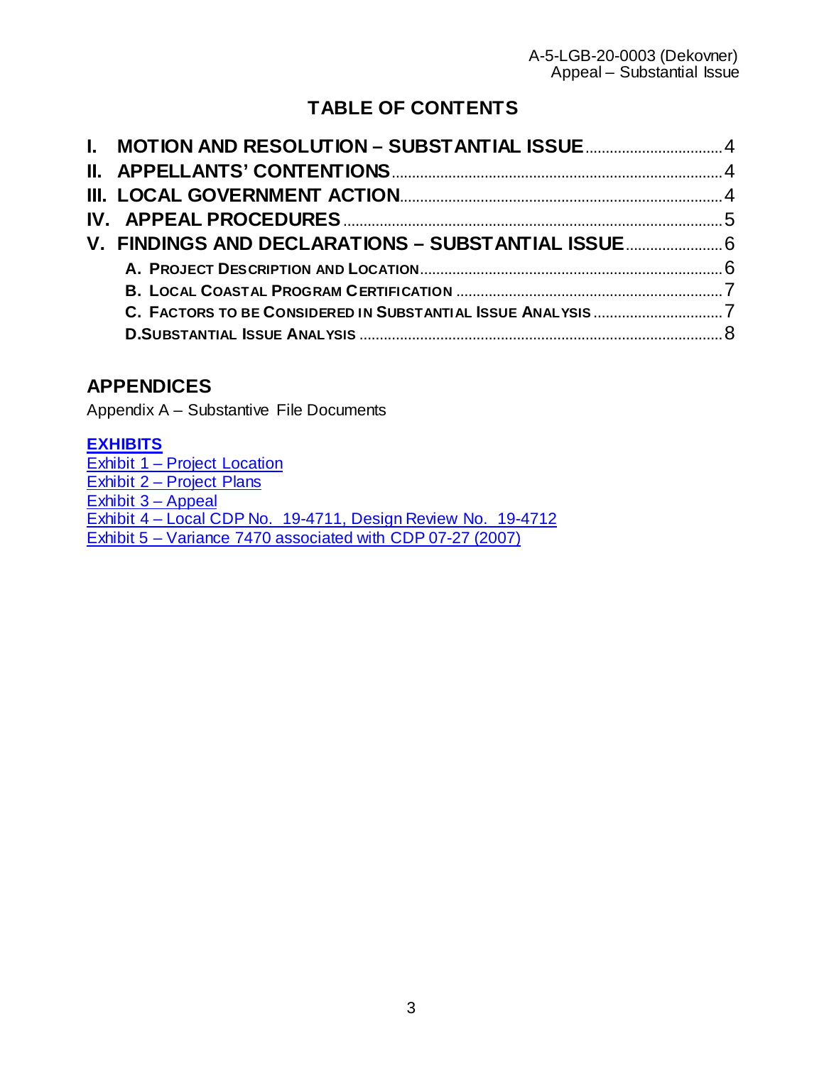## TABLE OF CONTENTS

**I. MOTION AND RESOLUTION – SUBSTANTIAL ISSUE** .................................... 4
**II. APPELLANTS' CONTENTIONS** .................................................................... 4
**III. LOCAL GOVERNMENT ACTION** ................................................................ 4
**IV. APPEAL PROCEDURES** ............................................................................ 5
**V. FINDINGS AND DECLARATIONS – SUBSTANTIAL ISSUE** ......................... 6

- **A. PROJECT DESCRIPTION AND LOCATION** ........................................................ 6
- **B. LOCAL COASTAL PROGRAM CERTIFICATION** ................................................. 7
- **C. FACTORS TO BE CONSIDERED IN SUBSTANTIAL ISSUE ANALYSIS** ................. 7
- **D. SUBSTANTIAL ISSUE ANALYSIS** ........................................................................ 8

## APPENDICES

Appendix A – Substantive File Documents

**EXHIBITS**

Exhibit 1 – Project Location
Exhibit 2 – Project Plans
Exhibit 3 – Appeal
Exhibit 4 – Local CDP No. 19-4711, Design Review No. 19-4712
Exhibit 5 – Variance 7470 associated with CDP 07-27 (2007)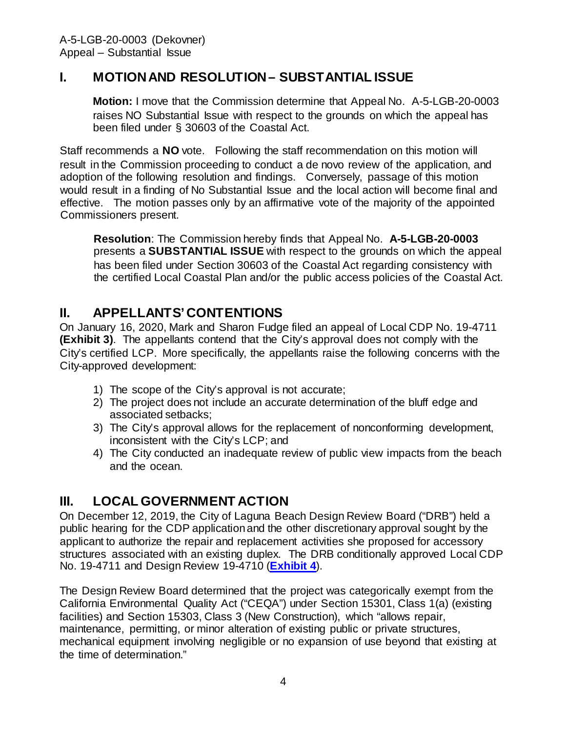## I. MOTION AND RESOLUTION – SUBSTANTIAL ISSUE

**Motion:** I move that the Commission determine that Appeal No. A-5-LGB-20-0003 raises NO Substantial Issue with respect to the grounds on which the appeal has been filed under § 30603 of the Coastal Act.

Staff recommends a **NO** vote. Following the staff recommendation on this motion will result in the Commission proceeding to conduct a de novo review of the application, and adoption of the following resolution and findings. Conversely, passage of this motion would result in a finding of No Substantial Issue and the local action will become final and effective. The motion passes only by an affirmative vote of the majority of the appointed Commissioners present.

**Resolution**: The Commission hereby finds that Appeal No. **A-5-LGB-20-0003** presents a **SUBSTANTIAL ISSUE** with respect to the grounds on which the appeal has been filed under Section 30603 of the Coastal Act regarding consistency with the certified Local Coastal Plan and/or the public access policies of the Coastal Act.

## II. APPELLANTS' CONTENTIONS

On January 16, 2020, Mark and Sharon Fudge filed an appeal of Local CDP No. 19-4711 **(Exhibit 3)**. The appellants contend that the City's approval does not comply with the City's certified LCP. More specifically, the appellants raise the following concerns with the City-approved development:

1) The scope of the City's approval is not accurate;
2) The project does not include an accurate determination of the bluff edge and associated setbacks;
3) The City's approval allows for the replacement of nonconforming development, inconsistent with the City's LCP; and
4) The City conducted an inadequate review of public view impacts from the beach and the ocean.

## III. LOCAL GOVERNMENT ACTION

On December 12, 2019, the City of Laguna Beach Design Review Board ("DRB") held a public hearing for the CDP application and the other discretionary approval sought by the applicant to authorize the repair and replacement activities she proposed for accessory structures associated with an existing duplex. The DRB conditionally approved Local CDP No. 19-4711 and Design Review 19-4710 (**Exhibit 4**).

The Design Review Board determined that the project was categorically exempt from the California Environmental Quality Act ("CEQA") under Section 15301, Class 1(a) (existing facilities) and Section 15303, Class 3 (New Construction), which "allows repair, maintenance, permitting, or minor alteration of existing public or private structures, mechanical equipment involving negligible or no expansion of use beyond that existing at the time of determination."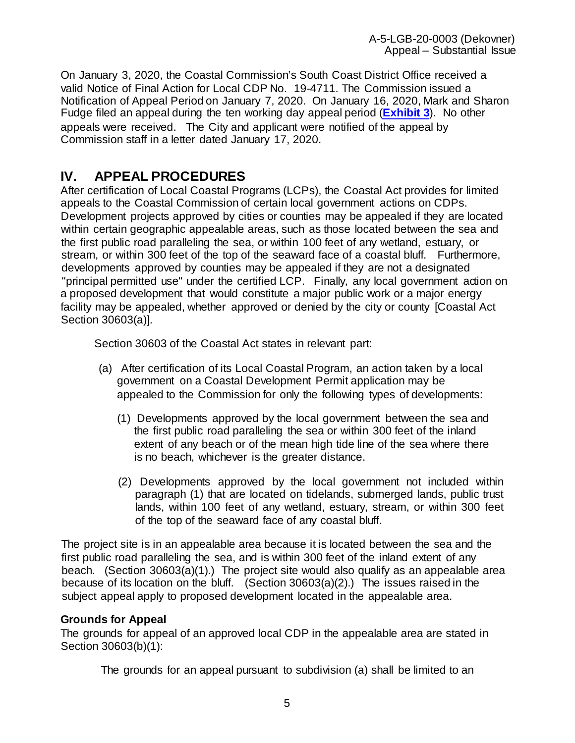On January 3, 2020, the Coastal Commission's South Coast District Office received a valid Notice of Final Action for Local CDP No. 19-4711. The Commission issued a Notification of Appeal Period on January 7, 2020. On January 16, 2020, Mark and Sharon Fudge filed an appeal during the ten working day appeal period (**Exhibit 3**). No other appeals were received. The City and applicant were notified of the appeal by Commission staff in a letter dated January 17, 2020.

# IV. APPEAL PROCEDURES

After certification of Local Coastal Programs (LCPs), the Coastal Act provides for limited appeals to the Coastal Commission of certain local government actions on CDPs. Development projects approved by cities or counties may be appealed if they are located within certain geographic appealable areas, such as those located between the sea and the first public road paralleling the sea, or within 100 feet of any wetland, estuary, or stream, or within 300 feet of the top of the seaward face of a coastal bluff. Furthermore, developments approved by counties may be appealed if they are not a designated "principal permitted use" under the certified LCP. Finally, any local government action on a proposed development that would constitute a major public work or a major energy facility may be appealed, whether approved or denied by the city or county [Coastal Act Section 30603(a)].

Section 30603 of the Coastal Act states in relevant part:

> (a) After certification of its Local Coastal Program, an action taken by a local government on a Coastal Development Permit application may be appealed to the Commission for only the following types of developments:
>
> (1) Developments approved by the local government between the sea and the first public road paralleling the sea or within 300 feet of the inland extent of any beach or of the mean high tide line of the sea where there is no beach, whichever is the greater distance.
>
> (2) Developments approved by the local government not included within paragraph (1) that are located on tidelands, submerged lands, public trust lands, within 100 feet of any wetland, estuary, stream, or within 300 feet of the top of the seaward face of any coastal bluff.

The project site is in an appealable area because it is located between the sea and the first public road paralleling the sea, and is within 300 feet of the inland extent of any beach. (Section 30603(a)(1).) The project site would also qualify as an appealable area because of its location on the bluff. (Section 30603(a)(2).) The issues raised in the subject appeal apply to proposed development located in the appealable area.

### Grounds for Appeal

The grounds for appeal of an approved local CDP in the appealable area are stated in Section 30603(b)(1):

> The grounds for an appeal pursuant to subdivision (a) shall be limited to an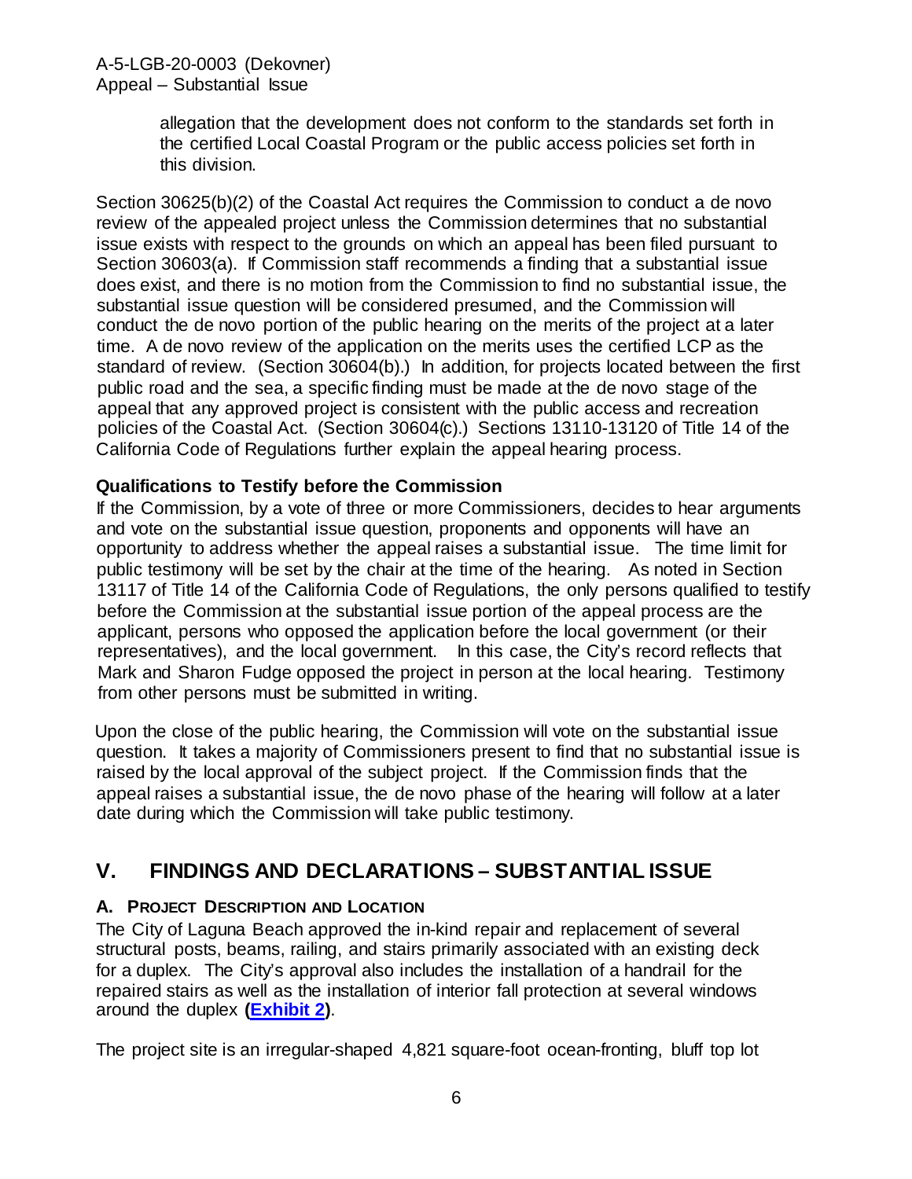allegation that the development does not conform to the standards set forth in the certified Local Coastal Program or the public access policies set forth in this division.

Section 30625(b)(2) of the Coastal Act requires the Commission to conduct a de novo review of the appealed project unless the Commission determines that no substantial issue exists with respect to the grounds on which an appeal has been filed pursuant to Section 30603(a). If Commission staff recommends a finding that a substantial issue does exist, and there is no motion from the Commission to find no substantial issue, the substantial issue question will be considered presumed, and the Commission will conduct the de novo portion of the public hearing on the merits of the project at a later time. A de novo review of the application on the merits uses the certified LCP as the standard of review. (Section 30604(b).) In addition, for projects located between the first public road and the sea, a specific finding must be made at the de novo stage of the appeal that any approved project is consistent with the public access and recreation policies of the Coastal Act. (Section 30604(c).) Sections 13110-13120 of Title 14 of the California Code of Regulations further explain the appeal hearing process.

**Qualifications to Testify before the Commission**

If the Commission, by a vote of three or more Commissioners, decides to hear arguments and vote on the substantial issue question, proponents and opponents will have an opportunity to address whether the appeal raises a substantial issue. The time limit for public testimony will be set by the chair at the time of the hearing. As noted in Section 13117 of Title 14 of the California Code of Regulations, the only persons qualified to testify before the Commission at the substantial issue portion of the appeal process are the applicant, persons who opposed the application before the local government (or their representatives), and the local government. In this case, the City's record reflects that Mark and Sharon Fudge opposed the project in person at the local hearing. Testimony from other persons must be submitted in writing.

Upon the close of the public hearing, the Commission will vote on the substantial issue question. It takes a majority of Commissioners present to find that no substantial issue is raised by the local approval of the subject project. If the Commission finds that the appeal raises a substantial issue, the de novo phase of the hearing will follow at a later date during which the Commission will take public testimony.

## V. FINDINGS AND DECLARATIONS – SUBSTANTIAL ISSUE

### A. PROJECT DESCRIPTION AND LOCATION

The City of Laguna Beach approved the in-kind repair and replacement of several structural posts, beams, railing, and stairs primarily associated with an existing deck for a duplex. The City's approval also includes the installation of a handrail for the repaired stairs as well as the installation of interior fall protection at several windows around the duplex **(Exhibit 2)**.

The project site is an irregular-shaped 4,821 square-foot ocean-fronting, bluff top lot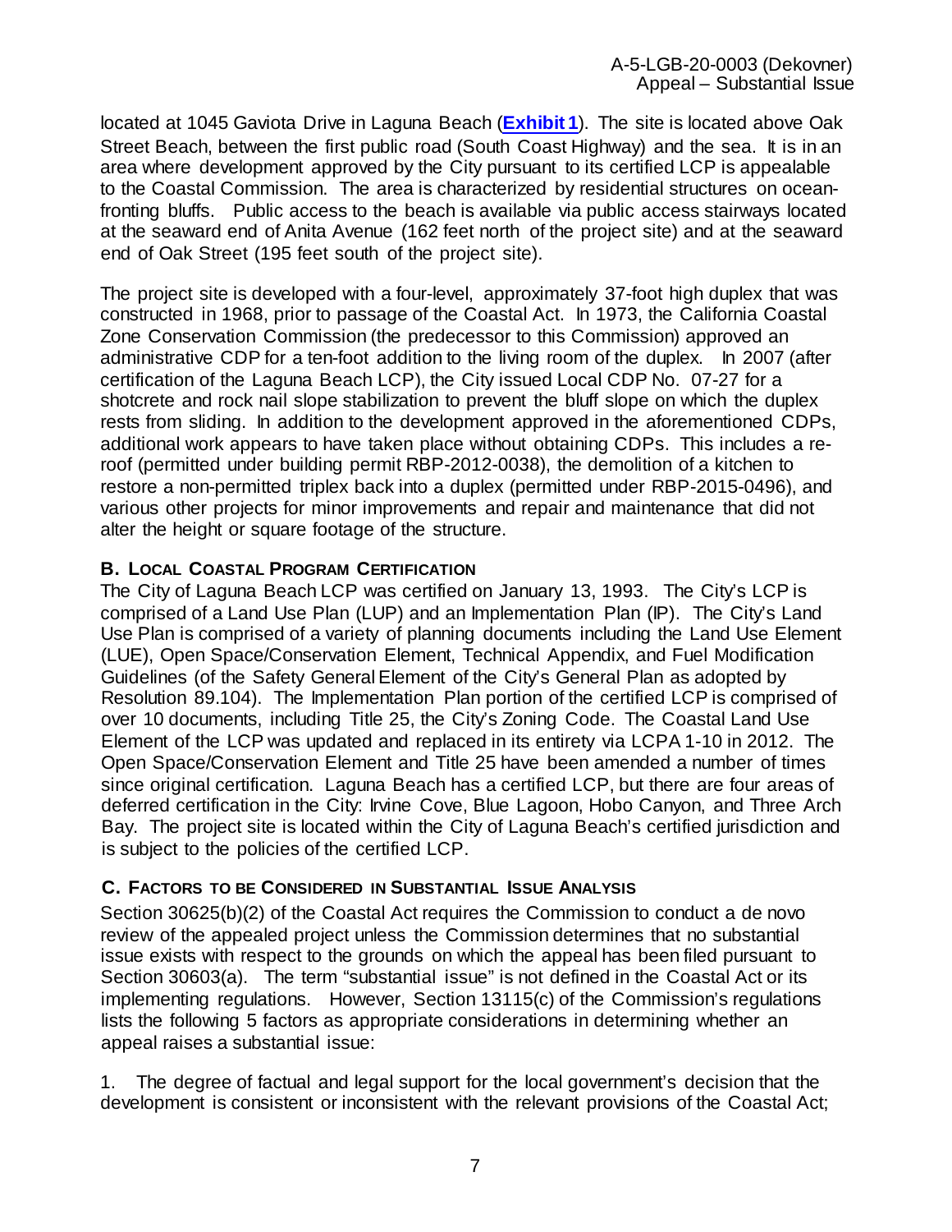located at 1045 Gaviota Drive in Laguna Beach (**Exhibit 1**). The site is located above Oak Street Beach, between the first public road (South Coast Highway) and the sea. It is in an area where development approved by the City pursuant to its certified LCP is appealable to the Coastal Commission. The area is characterized by residential structures on ocean-fronting bluffs. Public access to the beach is available via public access stairways located at the seaward end of Anita Avenue (162 feet north of the project site) and at the seaward end of Oak Street (195 feet south of the project site).

The project site is developed with a four-level, approximately 37-foot high duplex that was constructed in 1968, prior to passage of the Coastal Act. In 1973, the California Coastal Zone Conservation Commission (the predecessor to this Commission) approved an administrative CDP for a ten-foot addition to the living room of the duplex. In 2007 (after certification of the Laguna Beach LCP), the City issued Local CDP No. 07-27 for a shotcrete and rock nail slope stabilization to prevent the bluff slope on which the duplex rests from sliding. In addition to the development approved in the aforementioned CDPs, additional work appears to have taken place without obtaining CDPs. This includes a re-roof (permitted under building permit RBP-2012-0038), the demolition of a kitchen to restore a non-permitted triplex back into a duplex (permitted under RBP-2015-0496), and various other projects for minor improvements and repair and maintenance that did not alter the height or square footage of the structure.

### B. Local Coastal Program Certification

The City of Laguna Beach LCP was certified on January 13, 1993. The City's LCP is comprised of a Land Use Plan (LUP) and an Implementation Plan (IP). The City's Land Use Plan is comprised of a variety of planning documents including the Land Use Element (LUE), Open Space/Conservation Element, Technical Appendix, and Fuel Modification Guidelines (of the Safety General Element of the City's General Plan as adopted by Resolution 89.104). The Implementation Plan portion of the certified LCP is comprised of over 10 documents, including Title 25, the City's Zoning Code. The Coastal Land Use Element of the LCP was updated and replaced in its entirety via LCPA 1-10 in 2012. The Open Space/Conservation Element and Title 25 have been amended a number of times since original certification. Laguna Beach has a certified LCP, but there are four areas of deferred certification in the City: Irvine Cove, Blue Lagoon, Hobo Canyon, and Three Arch Bay. The project site is located within the City of Laguna Beach's certified jurisdiction and is subject to the policies of the certified LCP.

### C. Factors to be Considered in Substantial Issue Analysis

Section 30625(b)(2) of the Coastal Act requires the Commission to conduct a de novo review of the appealed project unless the Commission determines that no substantial issue exists with respect to the grounds on which the appeal has been filed pursuant to Section 30603(a). The term "substantial issue" is not defined in the Coastal Act or its implementing regulations. However, Section 13115(c) of the Commission's regulations lists the following 5 factors as appropriate considerations in determining whether an appeal raises a substantial issue:

1. The degree of factual and legal support for the local government's decision that the development is consistent or inconsistent with the relevant provisions of the Coastal Act;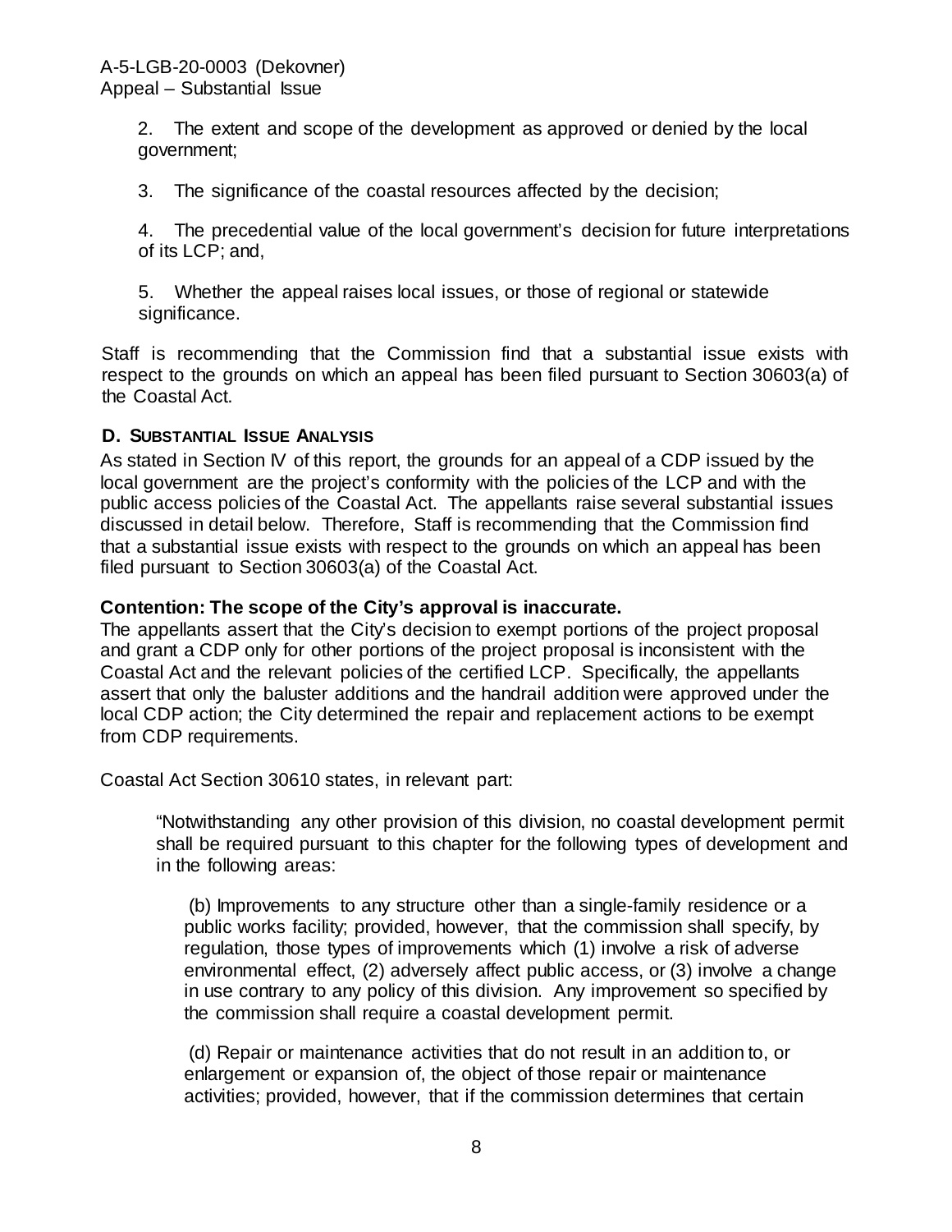2. The extent and scope of the development as approved or denied by the local government;

3. The significance of the coastal resources affected by the decision;

4. The precedential value of the local government's decision for future interpretations of its LCP; and,

5. Whether the appeal raises local issues, or those of regional or statewide significance.

Staff is recommending that the Commission find that a substantial issue exists with respect to the grounds on which an appeal has been filed pursuant to Section 30603(a) of the Coastal Act.

### D. Substantial Issue Analysis

As stated in Section IV of this report, the grounds for an appeal of a CDP issued by the local government are the project's conformity with the policies of the LCP and with the public access policies of the Coastal Act. The appellants raise several substantial issues discussed in detail below. Therefore, Staff is recommending that the Commission find that a substantial issue exists with respect to the grounds on which an appeal has been filed pursuant to Section 30603(a) of the Coastal Act.

**Contention: The scope of the City's approval is inaccurate.**

The appellants assert that the City's decision to exempt portions of the project proposal and grant a CDP only for other portions of the project proposal is inconsistent with the Coastal Act and the relevant policies of the certified LCP. Specifically, the appellants assert that only the baluster additions and the handrail addition were approved under the local CDP action; the City determined the repair and replacement actions to be exempt from CDP requirements.

Coastal Act Section 30610 states, in relevant part:

> "Notwithstanding any other provision of this division, no coastal development permit shall be required pursuant to this chapter for the following types of development and in the following areas:
>
> (b) Improvements to any structure other than a single-family residence or a public works facility; provided, however, that the commission shall specify, by regulation, those types of improvements which (1) involve a risk of adverse environmental effect, (2) adversely affect public access, or (3) involve a change in use contrary to any policy of this division. Any improvement so specified by the commission shall require a coastal development permit.
>
> (d) Repair or maintenance activities that do not result in an addition to, or enlargement or expansion of, the object of those repair or maintenance activities; provided, however, that if the commission determines that certain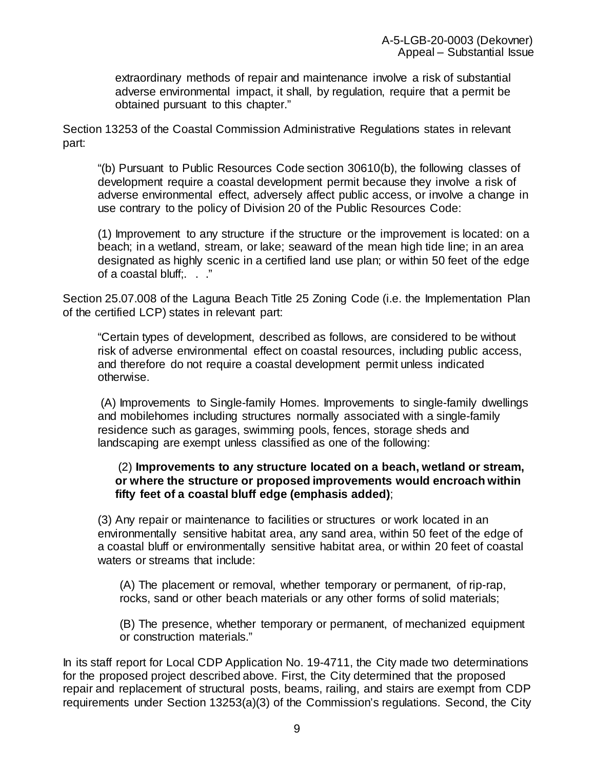extraordinary methods of repair and maintenance involve a risk of substantial adverse environmental impact, it shall, by regulation, require that a permit be obtained pursuant to this chapter."

Section 13253 of the Coastal Commission Administrative Regulations states in relevant part:

> "(b) Pursuant to Public Resources Code section 30610(b), the following classes of development require a coastal development permit because they involve a risk of adverse environmental effect, adversely affect public access, or involve a change in use contrary to the policy of Division 20 of the Public Resources Code:
>
> (1) Improvement to any structure if the structure or the improvement is located: on a beach; in a wetland, stream, or lake; seaward of the mean high tide line; in an area designated as highly scenic in a certified land use plan; or within 50 feet of the edge of a coastal bluff;. . ."

Section 25.07.008 of the Laguna Beach Title 25 Zoning Code (i.e. the Implementation Plan of the certified LCP) states in relevant part:

> "Certain types of development, described as follows, are considered to be without risk of adverse environmental effect on coastal resources, including public access, and therefore do not require a coastal development permit unless indicated otherwise.
>
> (A) Improvements to Single-family Homes. Improvements to single-family dwellings and mobilehomes including structures normally associated with a single-family residence such as garages, swimming pools, fences, storage sheds and landscaping are exempt unless classified as one of the following:
>
> (2) **Improvements to any structure located on a beach, wetland or stream, or where the structure or proposed improvements would encroach within fifty feet of a coastal bluff edge (emphasis added)**;
>
> (3) Any repair or maintenance to facilities or structures or work located in an environmentally sensitive habitat area, any sand area, within 50 feet of the edge of a coastal bluff or environmentally sensitive habitat area, or within 20 feet of coastal waters or streams that include:
>
> (A) The placement or removal, whether temporary or permanent, of rip-rap, rocks, sand or other beach materials or any other forms of solid materials;
>
> (B) The presence, whether temporary or permanent, of mechanized equipment or construction materials."

In its staff report for Local CDP Application No. 19-4711, the City made two determinations for the proposed project described above. First, the City determined that the proposed repair and replacement of structural posts, beams, railing, and stairs are exempt from CDP requirements under Section 13253(a)(3) of the Commission's regulations. Second, the City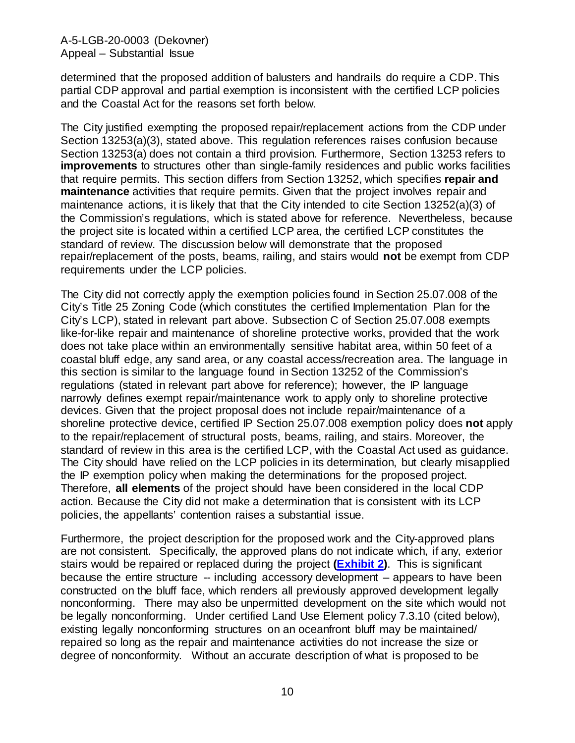determined that the proposed addition of balusters and handrails do require a CDP. This partial CDP approval and partial exemption is inconsistent with the certified LCP policies and the Coastal Act for the reasons set forth below.

The City justified exempting the proposed repair/replacement actions from the CDP under Section 13253(a)(3), stated above. This regulation references raises confusion because Section 13253(a) does not contain a third provision. Furthermore, Section 13253 refers to **improvements** to structures other than single-family residences and public works facilities that require permits. This section differs from Section 13252, which specifies **repair and maintenance** activities that require permits. Given that the project involves repair and maintenance actions, it is likely that that the City intended to cite Section 13252(a)(3) of the Commission's regulations, which is stated above for reference. Nevertheless, because the project site is located within a certified LCP area, the certified LCP constitutes the standard of review. The discussion below will demonstrate that the proposed repair/replacement of the posts, beams, railing, and stairs would **not** be exempt from CDP requirements under the LCP policies.

The City did not correctly apply the exemption policies found in Section 25.07.008 of the City's Title 25 Zoning Code (which constitutes the certified Implementation Plan for the City's LCP), stated in relevant part above. Subsection C of Section 25.07.008 exempts like-for-like repair and maintenance of shoreline protective works, provided that the work does not take place within an environmentally sensitive habitat area, within 50 feet of a coastal bluff edge, any sand area, or any coastal access/recreation area. The language in this section is similar to the language found in Section 13252 of the Commission's regulations (stated in relevant part above for reference); however, the IP language narrowly defines exempt repair/maintenance work to apply only to shoreline protective devices. Given that the project proposal does not include repair/maintenance of a shoreline protective device, certified IP Section 25.07.008 exemption policy does **not** apply to the repair/replacement of structural posts, beams, railing, and stairs. Moreover, the standard of review in this area is the certified LCP, with the Coastal Act used as guidance. The City should have relied on the LCP policies in its determination, but clearly misapplied the IP exemption policy when making the determinations for the proposed project. Therefore, **all elements** of the project should have been considered in the local CDP action. Because the City did not make a determination that is consistent with its LCP policies, the appellants' contention raises a substantial issue.

Furthermore, the project description for the proposed work and the City-approved plans are not consistent. Specifically, the approved plans do not indicate which, if any, exterior stairs would be repaired or replaced during the project **(Exhibit 2)**. This is significant because the entire structure -- including accessory development – appears to have been constructed on the bluff face, which renders all previously approved development legally nonconforming. There may also be unpermitted development on the site which would not be legally nonconforming. Under certified Land Use Element policy 7.3.10 (cited below), existing legally nonconforming structures on an oceanfront bluff may be maintained/ repaired so long as the repair and maintenance activities do not increase the size or degree of nonconformity. Without an accurate description of what is proposed to be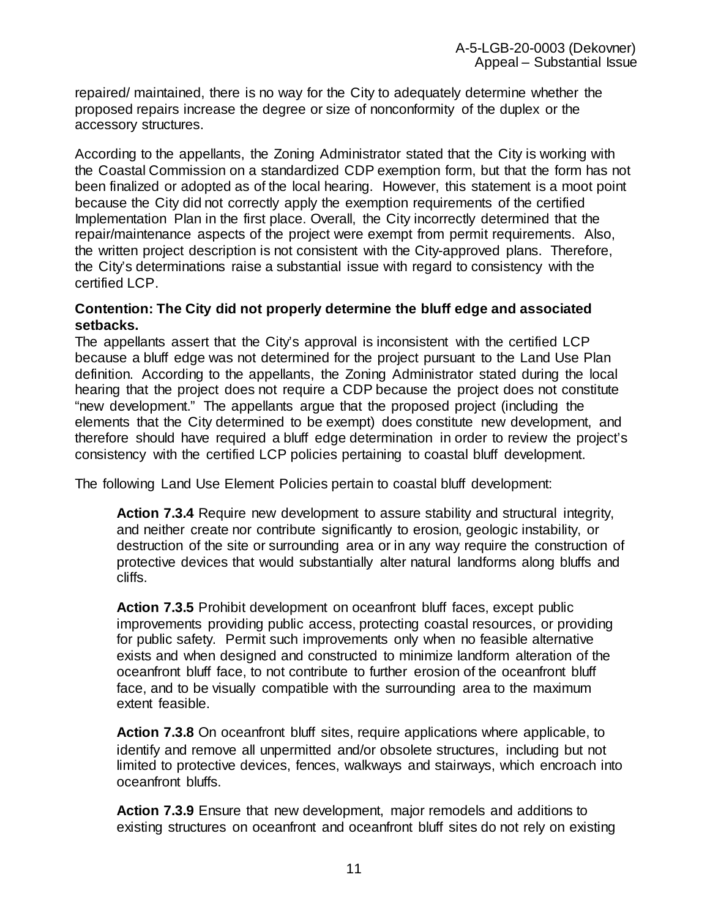repaired/ maintained, there is no way for the City to adequately determine whether the proposed repairs increase the degree or size of nonconformity of the duplex or the accessory structures.

According to the appellants, the Zoning Administrator stated that the City is working with the Coastal Commission on a standardized CDP exemption form, but that the form has not been finalized or adopted as of the local hearing. However, this statement is a moot point because the City did not correctly apply the exemption requirements of the certified Implementation Plan in the first place. Overall, the City incorrectly determined that the repair/maintenance aspects of the project were exempt from permit requirements. Also, the written project description is not consistent with the City-approved plans. Therefore, the City's determinations raise a substantial issue with regard to consistency with the certified LCP.

**Contention: The City did not properly determine the bluff edge and associated setbacks.**

The appellants assert that the City's approval is inconsistent with the certified LCP because a bluff edge was not determined for the project pursuant to the Land Use Plan definition. According to the appellants, the Zoning Administrator stated during the local hearing that the project does not require a CDP because the project does not constitute "new development." The appellants argue that the proposed project (including the elements that the City determined to be exempt) does constitute new development, and therefore should have required a bluff edge determination in order to review the project's consistency with the certified LCP policies pertaining to coastal bluff development.

The following Land Use Element Policies pertain to coastal bluff development:

> **Action 7.3.4** Require new development to assure stability and structural integrity, and neither create nor contribute significantly to erosion, geologic instability, or destruction of the site or surrounding area or in any way require the construction of protective devices that would substantially alter natural landforms along bluffs and cliffs.
>
> **Action 7.3.5** Prohibit development on oceanfront bluff faces, except public improvements providing public access, protecting coastal resources, or providing for public safety. Permit such improvements only when no feasible alternative exists and when designed and constructed to minimize landform alteration of the oceanfront bluff face, to not contribute to further erosion of the oceanfront bluff face, and to be visually compatible with the surrounding area to the maximum extent feasible.
>
> **Action 7.3.8** On oceanfront bluff sites, require applications where applicable, to identify and remove all unpermitted and/or obsolete structures, including but not limited to protective devices, fences, walkways and stairways, which encroach into oceanfront bluffs.
>
> **Action 7.3.9** Ensure that new development, major remodels and additions to existing structures on oceanfront and oceanfront bluff sites do not rely on existing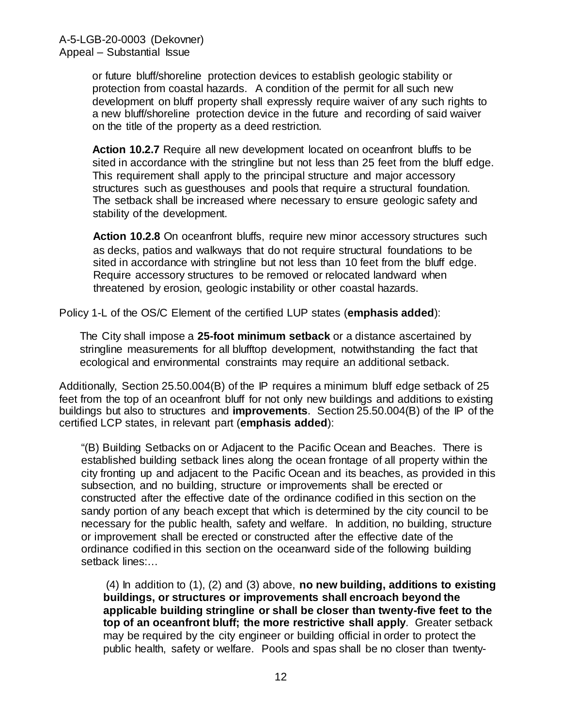or future bluff/shoreline protection devices to establish geologic stability or protection from coastal hazards. A condition of the permit for all such new development on bluff property shall expressly require waiver of any such rights to a new bluff/shoreline protection device in the future and recording of said waiver on the title of the property as a deed restriction.

> **Action 10.2.7** Require all new development located on oceanfront bluffs to be sited in accordance with the stringline but not less than 25 feet from the bluff edge. This requirement shall apply to the principal structure and major accessory structures such as guesthouses and pools that require a structural foundation. The setback shall be increased where necessary to ensure geologic safety and stability of the development.
>
> **Action 10.2.8** On oceanfront bluffs, require new minor accessory structures such as decks, patios and walkways that do not require structural foundations to be sited in accordance with stringline but not less than 10 feet from the bluff edge. Require accessory structures to be removed or relocated landward when threatened by erosion, geologic instability or other coastal hazards.

Policy 1-L of the OS/C Element of the certified LUP states (**emphasis added**):

> The City shall impose a **25-foot minimum setback** or a distance ascertained by stringline measurements for all blufftop development, notwithstanding the fact that ecological and environmental constraints may require an additional setback.

Additionally, Section 25.50.004(B) of the IP requires a minimum bluff edge setback of 25 feet from the top of an oceanfront bluff for not only new buildings and additions to existing buildings but also to structures and **improvements**. Section 25.50.004(B) of the IP of the certified LCP states, in relevant part (**emphasis added**):

> "(B) Building Setbacks on or Adjacent to the Pacific Ocean and Beaches. There is established building setback lines along the ocean frontage of all property within the city fronting up and adjacent to the Pacific Ocean and its beaches, as provided in this subsection, and no building, structure or improvements shall be erected or constructed after the effective date of the ordinance codified in this section on the sandy portion of any beach except that which is determined by the city council to be necessary for the public health, safety and welfare. In addition, no building, structure or improvement shall be erected or constructed after the effective date of the ordinance codified in this section on the oceanward side of the following building setback lines:…
>
> (4) In addition to (1), (2) and (3) above, **no new building, additions to existing buildings, or structures or improvements shall encroach beyond the applicable building stringline or shall be closer than twenty-five feet to the top of an oceanfront bluff; the more restrictive shall apply**. Greater setback may be required by the city engineer or building official in order to protect the public health, safety or welfare. Pools and spas shall be no closer than twenty-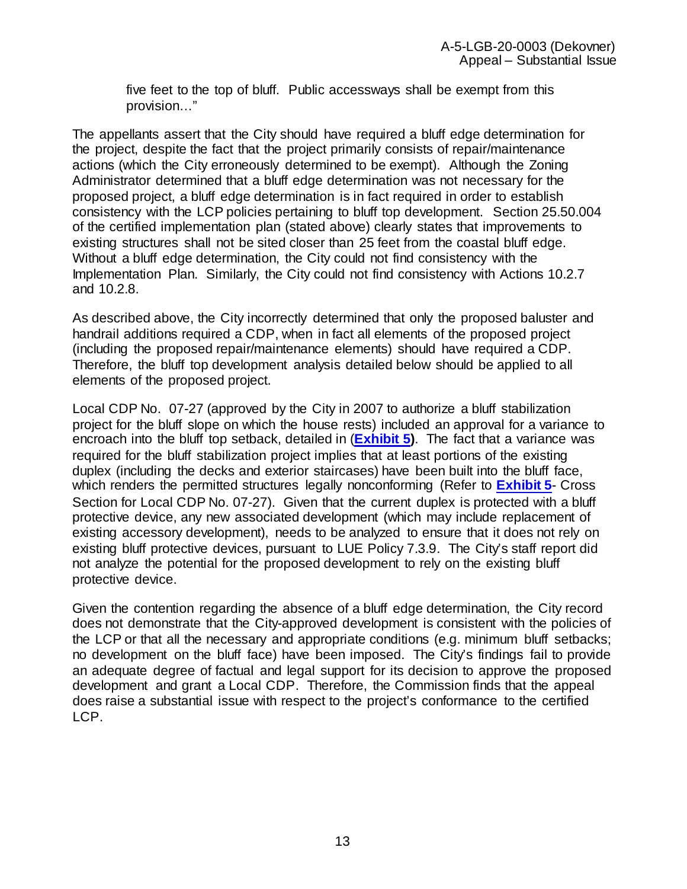five feet to the top of bluff. Public accessways shall be exempt from this provision…"

The appellants assert that the City should have required a bluff edge determination for the project, despite the fact that the project primarily consists of repair/maintenance actions (which the City erroneously determined to be exempt). Although the Zoning Administrator determined that a bluff edge determination was not necessary for the proposed project, a bluff edge determination is in fact required in order to establish consistency with the LCP policies pertaining to bluff top development. Section 25.50.004 of the certified implementation plan (stated above) clearly states that improvements to existing structures shall not be sited closer than 25 feet from the coastal bluff edge. Without a bluff edge determination, the City could not find consistency with the Implementation Plan. Similarly, the City could not find consistency with Actions 10.2.7 and 10.2.8.

As described above, the City incorrectly determined that only the proposed baluster and handrail additions required a CDP, when in fact all elements of the proposed project (including the proposed repair/maintenance elements) should have required a CDP. Therefore, the bluff top development analysis detailed below should be applied to all elements of the proposed project.

Local CDP No. 07-27 (approved by the City in 2007 to authorize a bluff stabilization project for the bluff slope on which the house rests) included an approval for a variance to encroach into the bluff top setback, detailed in (**Exhibit 5**). The fact that a variance was required for the bluff stabilization project implies that at least portions of the existing duplex (including the decks and exterior staircases) have been built into the bluff face, which renders the permitted structures legally nonconforming (Refer to **Exhibit 5**- Cross Section for Local CDP No. 07-27). Given that the current duplex is protected with a bluff protective device, any new associated development (which may include replacement of existing accessory development), needs to be analyzed to ensure that it does not rely on existing bluff protective devices, pursuant to LUE Policy 7.3.9. The City's staff report did not analyze the potential for the proposed development to rely on the existing bluff protective device.

Given the contention regarding the absence of a bluff edge determination, the City record does not demonstrate that the City-approved development is consistent with the policies of the LCP or that all the necessary and appropriate conditions (e.g. minimum bluff setbacks; no development on the bluff face) have been imposed. The City's findings fail to provide an adequate degree of factual and legal support for its decision to approve the proposed development and grant a Local CDP. Therefore, the Commission finds that the appeal does raise a substantial issue with respect to the project's conformance to the certified LCP.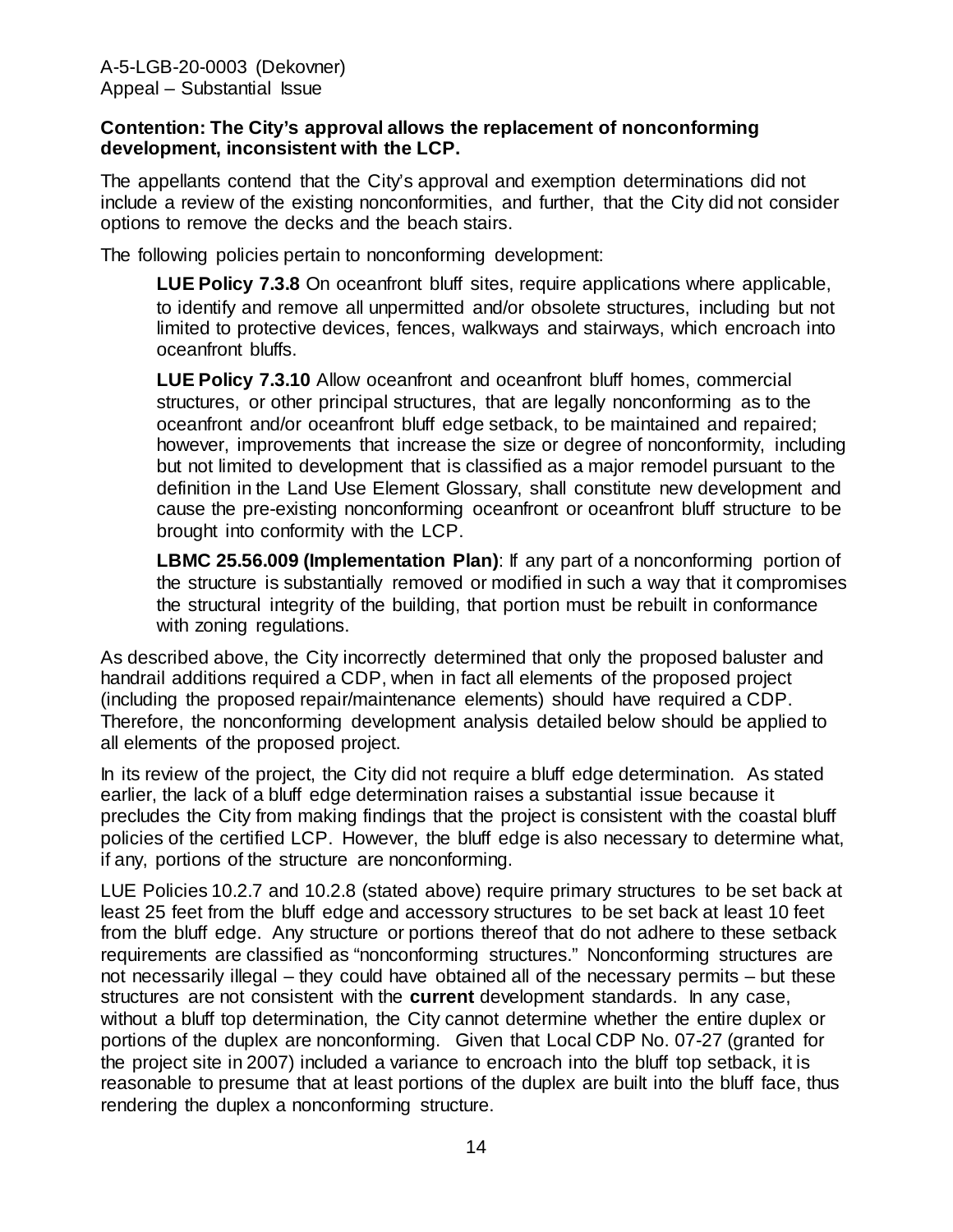**Contention: The City's approval allows the replacement of nonconforming development, inconsistent with the LCP.**

The appellants contend that the City's approval and exemption determinations did not include a review of the existing nonconformities, and further, that the City did not consider options to remove the decks and the beach stairs.

The following policies pertain to nonconforming development:

> **LUE Policy 7.3.8** On oceanfront bluff sites, require applications where applicable, to identify and remove all unpermitted and/or obsolete structures, including but not limited to protective devices, fences, walkways and stairways, which encroach into oceanfront bluffs.
>
> **LUE Policy 7.3.10** Allow oceanfront and oceanfront bluff homes, commercial structures, or other principal structures, that are legally nonconforming as to the oceanfront and/or oceanfront bluff edge setback, to be maintained and repaired; however, improvements that increase the size or degree of nonconformity, including but not limited to development that is classified as a major remodel pursuant to the definition in the Land Use Element Glossary, shall constitute new development and cause the pre-existing nonconforming oceanfront or oceanfront bluff structure to be brought into conformity with the LCP.
>
> **LBMC 25.56.009 (Implementation Plan)**: If any part of a nonconforming portion of the structure is substantially removed or modified in such a way that it compromises the structural integrity of the building, that portion must be rebuilt in conformance with zoning regulations.

As described above, the City incorrectly determined that only the proposed baluster and handrail additions required a CDP, when in fact all elements of the proposed project (including the proposed repair/maintenance elements) should have required a CDP. Therefore, the nonconforming development analysis detailed below should be applied to all elements of the proposed project.

In its review of the project, the City did not require a bluff edge determination. As stated earlier, the lack of a bluff edge determination raises a substantial issue because it precludes the City from making findings that the project is consistent with the coastal bluff policies of the certified LCP. However, the bluff edge is also necessary to determine what, if any, portions of the structure are nonconforming.

LUE Policies 10.2.7 and 10.2.8 (stated above) require primary structures to be set back at least 25 feet from the bluff edge and accessory structures to be set back at least 10 feet from the bluff edge. Any structure or portions thereof that do not adhere to these setback requirements are classified as "nonconforming structures." Nonconforming structures are not necessarily illegal – they could have obtained all of the necessary permits – but these structures are not consistent with the **current** development standards. In any case, without a bluff top determination, the City cannot determine whether the entire duplex or portions of the duplex are nonconforming. Given that Local CDP No. 07-27 (granted for the project site in 2007) included a variance to encroach into the bluff top setback, it is reasonable to presume that at least portions of the duplex are built into the bluff face, thus rendering the duplex a nonconforming structure.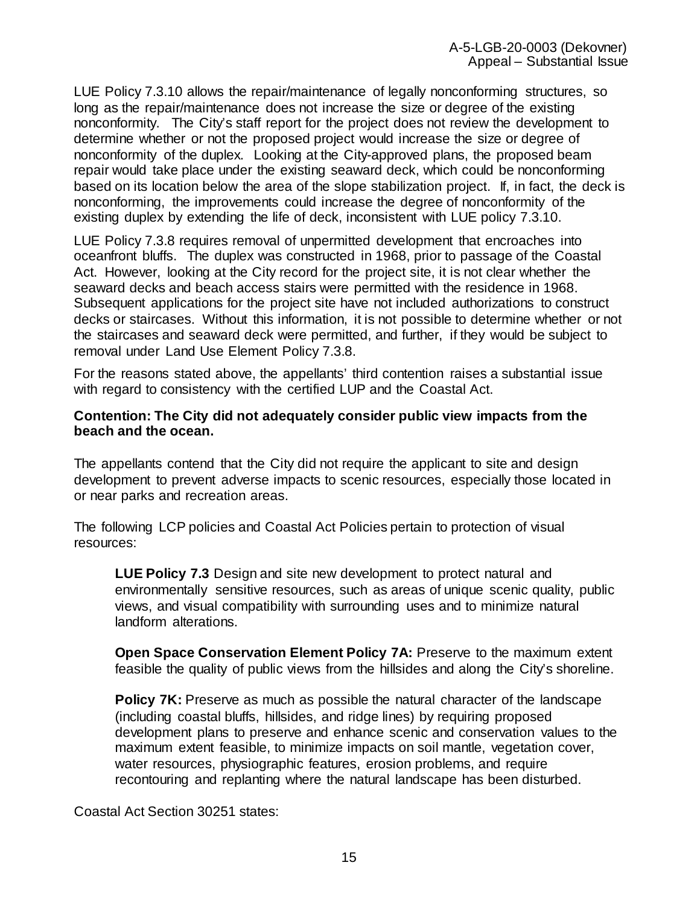LUE Policy 7.3.10 allows the repair/maintenance of legally nonconforming structures, so long as the repair/maintenance does not increase the size or degree of the existing nonconformity. The City's staff report for the project does not review the development to determine whether or not the proposed project would increase the size or degree of nonconformity of the duplex. Looking at the City-approved plans, the proposed beam repair would take place under the existing seaward deck, which could be nonconforming based on its location below the area of the slope stabilization project. If, in fact, the deck is nonconforming, the improvements could increase the degree of nonconformity of the existing duplex by extending the life of deck, inconsistent with LUE policy 7.3.10.

LUE Policy 7.3.8 requires removal of unpermitted development that encroaches into oceanfront bluffs. The duplex was constructed in 1968, prior to passage of the Coastal Act. However, looking at the City record for the project site, it is not clear whether the seaward decks and beach access stairs were permitted with the residence in 1968. Subsequent applications for the project site have not included authorizations to construct decks or staircases. Without this information, it is not possible to determine whether or not the staircases and seaward deck were permitted, and further, if they would be subject to removal under Land Use Element Policy 7.3.8.

For the reasons stated above, the appellants' third contention raises a substantial issue with regard to consistency with the certified LUP and the Coastal Act.

**Contention: The City did not adequately consider public view impacts from the beach and the ocean.**

The appellants contend that the City did not require the applicant to site and design development to prevent adverse impacts to scenic resources, especially those located in or near parks and recreation areas.

The following LCP policies and Coastal Act Policies pertain to protection of visual resources:

> **LUE Policy 7.3** Design and site new development to protect natural and environmentally sensitive resources, such as areas of unique scenic quality, public views, and visual compatibility with surrounding uses and to minimize natural landform alterations.
>
> **Open Space Conservation Element Policy 7A:** Preserve to the maximum extent feasible the quality of public views from the hillsides and along the City's shoreline.
>
> **Policy 7K:** Preserve as much as possible the natural character of the landscape (including coastal bluffs, hillsides, and ridge lines) by requiring proposed development plans to preserve and enhance scenic and conservation values to the maximum extent feasible, to minimize impacts on soil mantle, vegetation cover, water resources, physiographic features, erosion problems, and require recontouring and replanting where the natural landscape has been disturbed.

Coastal Act Section 30251 states: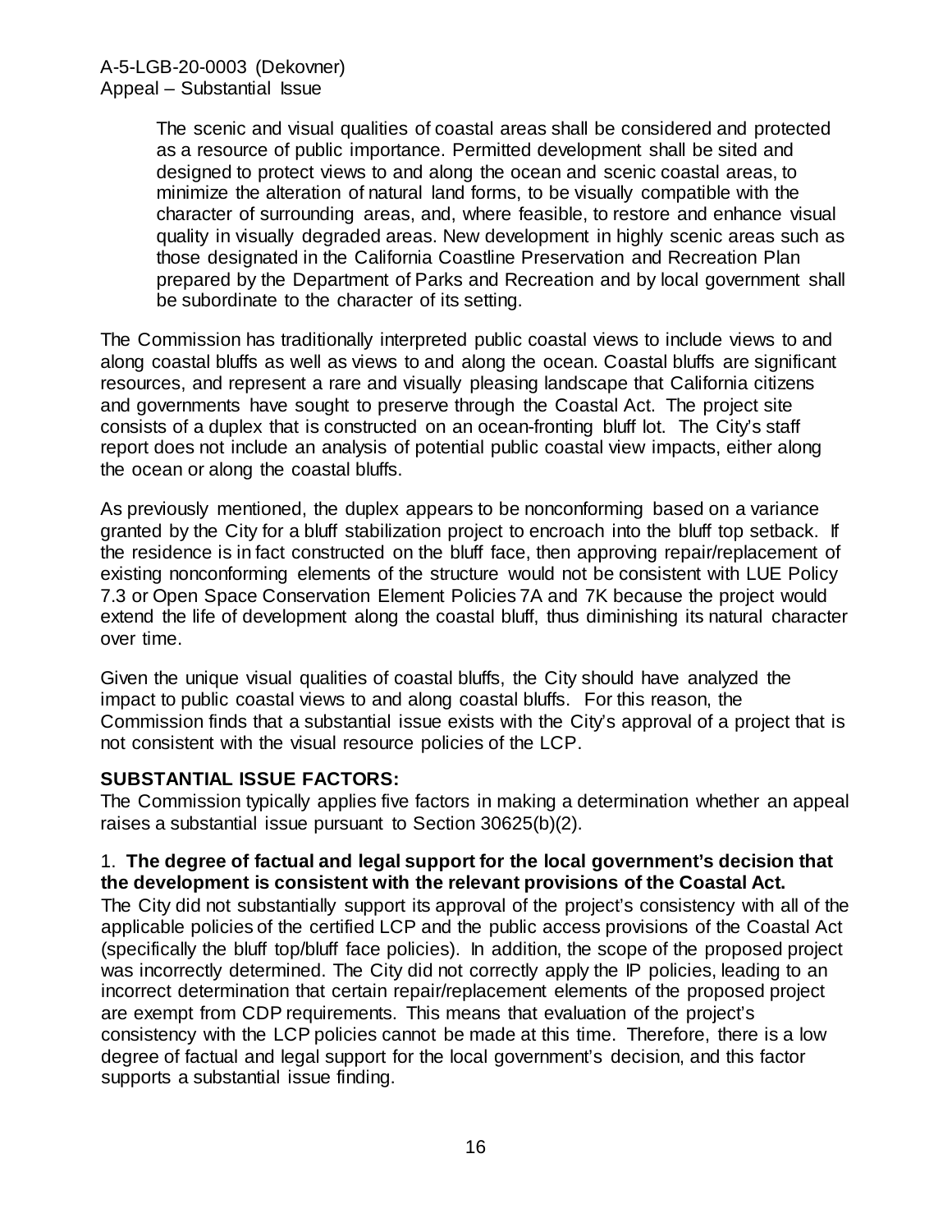> The scenic and visual qualities of coastal areas shall be considered and protected as a resource of public importance. Permitted development shall be sited and designed to protect views to and along the ocean and scenic coastal areas, to minimize the alteration of natural land forms, to be visually compatible with the character of surrounding areas, and, where feasible, to restore and enhance visual quality in visually degraded areas. New development in highly scenic areas such as those designated in the California Coastline Preservation and Recreation Plan prepared by the Department of Parks and Recreation and by local government shall be subordinate to the character of its setting.

The Commission has traditionally interpreted public coastal views to include views to and along coastal bluffs as well as views to and along the ocean. Coastal bluffs are significant resources, and represent a rare and visually pleasing landscape that California citizens and governments have sought to preserve through the Coastal Act. The project site consists of a duplex that is constructed on an ocean-fronting bluff lot. The City's staff report does not include an analysis of potential public coastal view impacts, either along the ocean or along the coastal bluffs.

As previously mentioned, the duplex appears to be nonconforming based on a variance granted by the City for a bluff stabilization project to encroach into the bluff top setback. If the residence is in fact constructed on the bluff face, then approving repair/replacement of existing nonconforming elements of the structure would not be consistent with LUE Policy 7.3 or Open Space Conservation Element Policies 7A and 7K because the project would extend the life of development along the coastal bluff, thus diminishing its natural character over time.

Given the unique visual qualities of coastal bluffs, the City should have analyzed the impact to public coastal views to and along coastal bluffs. For this reason, the Commission finds that a substantial issue exists with the City's approval of a project that is not consistent with the visual resource policies of the LCP.

**SUBSTANTIAL ISSUE FACTORS:**

The Commission typically applies five factors in making a determination whether an appeal raises a substantial issue pursuant to Section 30625(b)(2).

1. **The degree of factual and legal support for the local government's decision that the development is consistent with the relevant provisions of the Coastal Act.**
The City did not substantially support its approval of the project's consistency with all of the applicable policies of the certified LCP and the public access provisions of the Coastal Act (specifically the bluff top/bluff face policies). In addition, the scope of the proposed project was incorrectly determined. The City did not correctly apply the IP policies, leading to an incorrect determination that certain repair/replacement elements of the proposed project are exempt from CDP requirements. This means that evaluation of the project's consistency with the LCP policies cannot be made at this time. Therefore, there is a low degree of factual and legal support for the local government's decision, and this factor supports a substantial issue finding.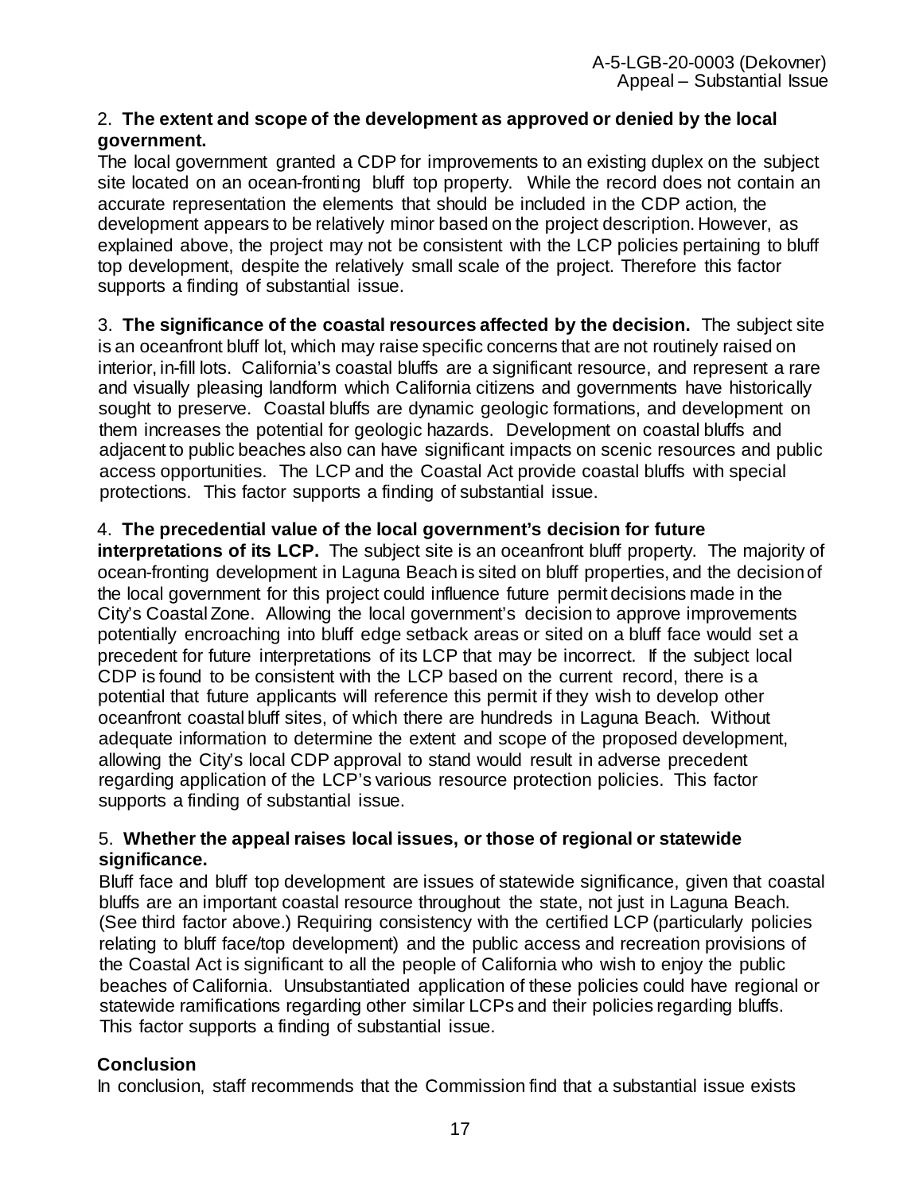2. **The extent and scope of the development as approved or denied by the local government.**
The local government granted a CDP for improvements to an existing duplex on the subject site located on an ocean-fronting bluff top property. While the record does not contain an accurate representation the elements that should be included in the CDP action, the development appears to be relatively minor based on the project description. However, as explained above, the project may not be consistent with the LCP policies pertaining to bluff top development, despite the relatively small scale of the project. Therefore this factor supports a finding of substantial issue.

3. **The significance of the coastal resources affected by the decision.** The subject site is an oceanfront bluff lot, which may raise specific concerns that are not routinely raised on interior, in-fill lots. California's coastal bluffs are a significant resource, and represent a rare and visually pleasing landform which California citizens and governments have historically sought to preserve. Coastal bluffs are dynamic geologic formations, and development on them increases the potential for geologic hazards. Development on coastal bluffs and adjacent to public beaches also can have significant impacts on scenic resources and public access opportunities. The LCP and the Coastal Act provide coastal bluffs with special protections. This factor supports a finding of substantial issue.

4. **The precedential value of the local government's decision for future interpretations of its LCP.** The subject site is an oceanfront bluff property. The majority of ocean-fronting development in Laguna Beach is sited on bluff properties, and the decision of the local government for this project could influence future permit decisions made in the City's Coastal Zone. Allowing the local government's decision to approve improvements potentially encroaching into bluff edge setback areas or sited on a bluff face would set a precedent for future interpretations of its LCP that may be incorrect. If the subject local CDP is found to be consistent with the LCP based on the current record, there is a potential that future applicants will reference this permit if they wish to develop other oceanfront coastal bluff sites, of which there are hundreds in Laguna Beach. Without adequate information to determine the extent and scope of the proposed development, allowing the City's local CDP approval to stand would result in adverse precedent regarding application of the LCP's various resource protection policies. This factor supports a finding of substantial issue.

5. **Whether the appeal raises local issues, or those of regional or statewide significance.**
Bluff face and bluff top development are issues of statewide significance, given that coastal bluffs are an important coastal resource throughout the state, not just in Laguna Beach. (See third factor above.) Requiring consistency with the certified LCP (particularly policies relating to bluff face/top development) and the public access and recreation provisions of the Coastal Act is significant to all the people of California who wish to enjoy the public beaches of California. Unsubstantiated application of these policies could have regional or statewide ramifications regarding other similar LCPs and their policies regarding bluffs. This factor supports a finding of substantial issue.

**Conclusion**

In conclusion, staff recommends that the Commission find that a substantial issue exists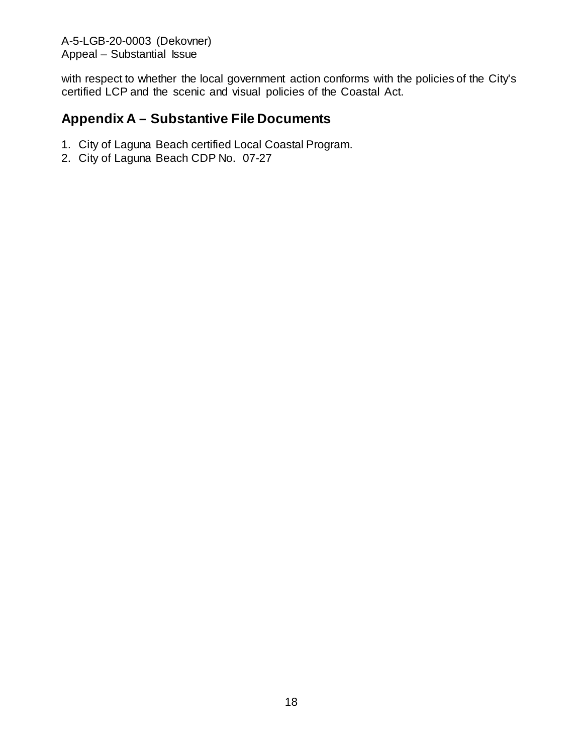with respect to whether the local government action conforms with the policies of the City's certified LCP and the scenic and visual policies of the Coastal Act.

## Appendix A – Substantive File Documents

1. City of Laguna Beach certified Local Coastal Program.
2. City of Laguna Beach CDP No. 07-27